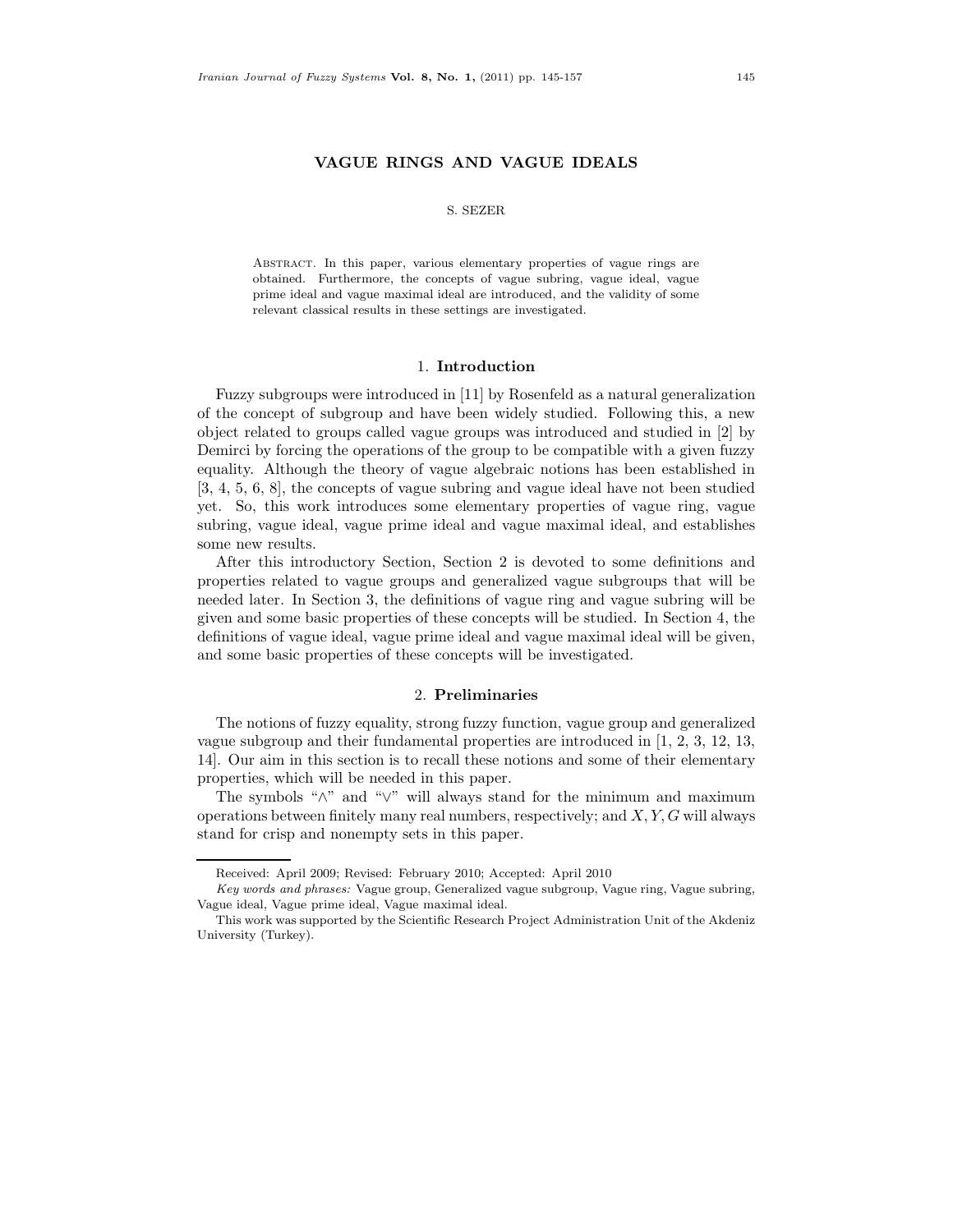# VAGUE RINGS AND VAGUE IDEALS

S. SEZER

Abstract. In this paper, various elementary properties of vague rings are obtained. Furthermore, the concepts of vague subring, vague ideal, vague prime ideal and vague maximal ideal are introduced, and the validity of some relevant classical results in these settings are investigated.

## 1. Introduction

Fuzzy subgroups were introduced in [11] by Rosenfeld as a natural generalization of the concept of subgroup and have been widely studied. Following this, a new object related to groups called vague groups was introduced and studied in [2] by Demirci by forcing the operations of the group to be compatible with a given fuzzy equality. Although the theory of vague algebraic notions has been established in [3, 4, 5, 6, 8], the concepts of vague subring and vague ideal have not been studied yet. So, this work introduces some elementary properties of vague ring, vague subring, vague ideal, vague prime ideal and vague maximal ideal, and establishes some new results.

After this introductory Section, Section 2 is devoted to some definitions and properties related to vague groups and generalized vague subgroups that will be needed later. In Section 3, the definitions of vague ring and vague subring will be given and some basic properties of these concepts will be studied. In Section 4, the definitions of vague ideal, vague prime ideal and vague maximal ideal will be given, and some basic properties of these concepts will be investigated.

## 2. Preliminaries

The notions of fuzzy equality, strong fuzzy function, vague group and generalized vague subgroup and their fundamental properties are introduced in [1, 2, 3, 12, 13, 14]. Our aim in this section is to recall these notions and some of their elementary properties, which will be needed in this paper.

The symbols "$\wedge$" and "$\vee$" will always stand for the minimum and maximum operations between finitely many real numbers, respectively; and $X, Y, G$ will always stand for crisp and nonempty sets in this paper.

---

Received: April 2009; Revised: February 2010; Accepted: April 2010

*Key words and phrases:* Vague group, Generalized vague subgroup, Vague ring, Vague subring, Vague ideal, Vague prime ideal, Vague maximal ideal.

This work was supported by the Scientific Research Project Administration Unit of the Akdeniz University (Turkey).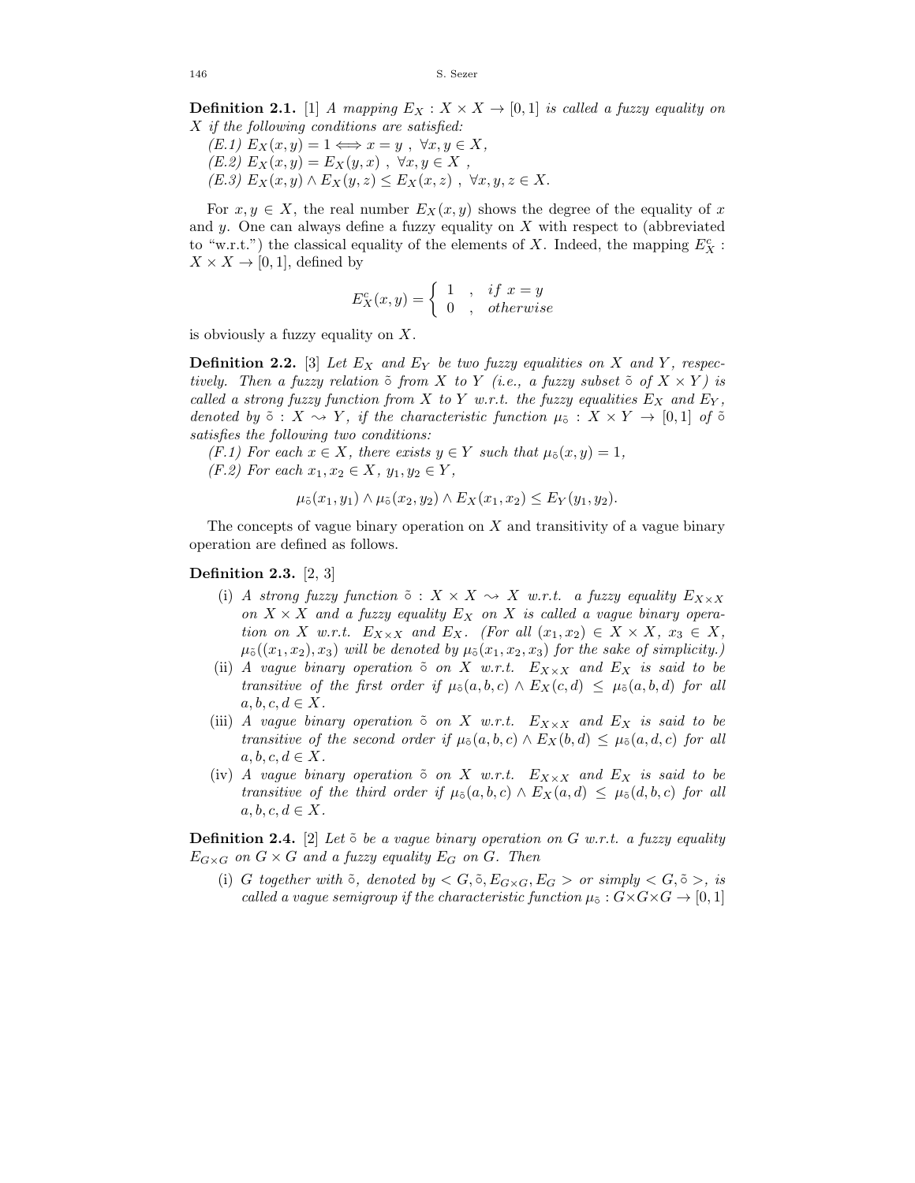**Definition 2.1.** [1] *A mapping $E_X : X \times X \to [0,1]$ is called a fuzzy equality on $X$ if the following conditions are satisfied:*

*(E.1) $E_X(x,y) = 1 \iff x = y$ , $\forall x, y \in X$,*
*(E.2) $E_X(x,y) = E_X(y,x)$ , $\forall x, y \in X$ ,*
*(E.3) $E_X(x,y) \wedge E_X(y,z) \leq E_X(x,z)$ , $\forall x, y, z \in X$.*

For $x, y \in X$, the real number $E_X(x,y)$ shows the degree of the equality of $x$ and $y$. One can always define a fuzzy equality on $X$ with respect to (abbreviated to "w.r.t.") the classical equality of the elements of $X$. Indeed, the mapping $E_X^c : X \times X \to [0,1]$, defined by

$$E_X^c(x,y) = \begin{cases} 1 & , \quad if\ x = y \\ 0 & , \quad otherwise \end{cases}$$

is obviously a fuzzy equality on $X$.

**Definition 2.2.** [3] *Let $E_X$ and $E_Y$ be two fuzzy equalities on $X$ and $Y$, respectively. Then a fuzzy relation $\tilde{\circ}$ from $X$ to $Y$ (i.e., a fuzzy subset $\tilde{\circ}$ of $X \times Y$) is called a strong fuzzy function from $X$ to $Y$ w.r.t. the fuzzy equalities $E_X$ and $E_Y$, denoted by $\tilde{\circ} : X \rightsquigarrow Y$, if the characteristic function $\mu_{\tilde{\circ}} : X \times Y \to [0,1]$ of $\tilde{\circ}$ satisfies the following two conditions:*

*(F.1) For each $x \in X$, there exists $y \in Y$ such that $\mu_{\tilde{\circ}}(x,y) = 1$,*
*(F.2) For each $x_1, x_2 \in X$, $y_1, y_2 \in Y$,*

$$\mu_{\tilde{\circ}}(x_1,y_1) \wedge \mu_{\tilde{\circ}}(x_2,y_2) \wedge E_X(x_1,x_2) \leq E_Y(y_1,y_2).$$

The concepts of vague binary operation on $X$ and transitivity of a vague binary operation are defined as follows.

**Definition 2.3.** [2, 3]

(i) *A strong fuzzy function $\tilde{\circ} : X \times X \rightsquigarrow X$ w.r.t. a fuzzy equality $E_{X \times X}$ on $X \times X$ and a fuzzy equality $E_X$ on $X$ is called a vague binary operation on $X$ w.r.t. $E_{X \times X}$ and $E_X$. (For all $(x_1,x_2) \in X \times X$, $x_3 \in X$, $\mu_{\tilde{\circ}}((x_1,x_2),x_3)$ will be denoted by $\mu_{\tilde{\circ}}(x_1,x_2,x_3)$ for the sake of simplicity.)*

(ii) *A vague binary operation $\tilde{\circ}$ on $X$ w.r.t. $E_{X \times X}$ and $E_X$ is said to be transitive of the first order if $\mu_{\tilde{\circ}}(a,b,c) \wedge E_X(c,d) \leq \mu_{\tilde{\circ}}(a,b,d)$ for all $a, b, c, d \in X$.*

(iii) *A vague binary operation $\tilde{\circ}$ on $X$ w.r.t. $E_{X \times X}$ and $E_X$ is said to be transitive of the second order if $\mu_{\tilde{\circ}}(a,b,c) \wedge E_X(b,d) \leq \mu_{\tilde{\circ}}(a,d,c)$ for all $a, b, c, d \in X$.*

(iv) *A vague binary operation $\tilde{\circ}$ on $X$ w.r.t. $E_{X \times X}$ and $E_X$ is said to be transitive of the third order if $\mu_{\tilde{\circ}}(a,b,c) \wedge E_X(a,d) \leq \mu_{\tilde{\circ}}(d,b,c)$ for all $a, b, c, d \in X$.*

**Definition 2.4.** [2] *Let $\tilde{\circ}$ be a vague binary operation on $G$ w.r.t. a fuzzy equality $E_{G \times G}$ on $G \times G$ and a fuzzy equality $E_G$ on $G$. Then*

(i) *$G$ together with $\tilde{\circ}$, denoted by $< G, \tilde{\circ}, E_{G \times G}, E_G >$ or simply $< G, \tilde{\circ} >$, is called a vague semigroup if the characteristic function $\mu_{\tilde{\circ}} : G \times G \times G \to [0,1]$*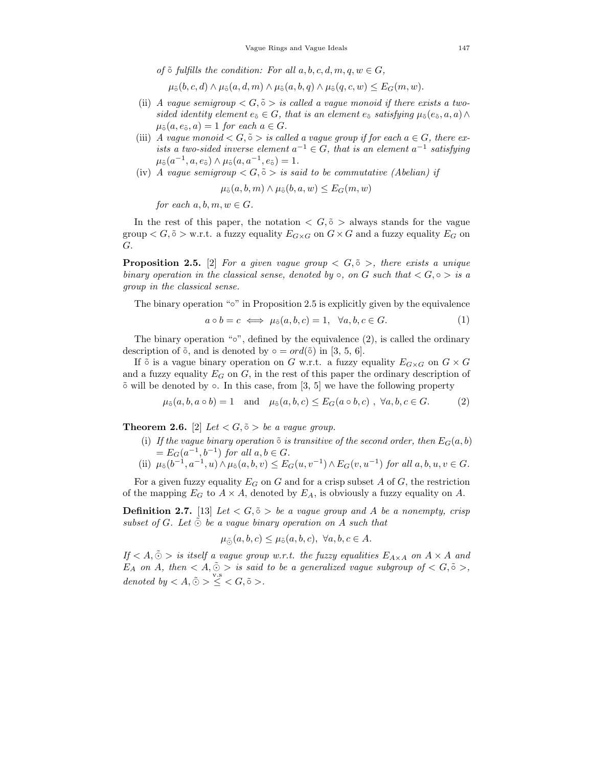*of $\tilde{\circ}$ fulfills the condition: For all $a, b, c, d, m, q, w \in G$,*

$$\mu_{\tilde{\circ}}(b, c, d) \wedge \mu_{\tilde{\circ}}(a, d, m) \wedge \mu_{\tilde{\circ}}(a, b, q) \wedge \mu_{\tilde{\circ}}(q, c, w) \leq E_G(m, w).$$

(ii) *A vague semigroup $< G, \tilde{\circ} >$ is called a vague monoid if there exists a two-sided identity element $e_{\tilde{\circ}} \in G$, that is an element $e_{\tilde{\circ}}$ satisfying $\mu_{\tilde{\circ}}(e_{\tilde{\circ}}, a, a) \wedge \mu_{\tilde{\circ}}(a, e_{\tilde{\circ}}, a) = 1$ for each $a \in G$.*

(iii) *A vague monoid $< G, \tilde{\circ} >$ is called a vague group if for each $a \in G$, there exists a two-sided inverse element $a^{-1} \in G$, that is an element $a^{-1}$ satisfying $\mu_{\tilde{\circ}}(a^{-1}, a, e_{\tilde{\circ}}) \wedge \mu_{\tilde{\circ}}(a, a^{-1}, e_{\tilde{\circ}}) = 1$.*

(iv) *A vague semigroup $< G, \tilde{\circ} >$ is said to be commutative (Abelian) if*

$$\mu_{\tilde{\circ}}(a, b, m) \wedge \mu_{\tilde{\circ}}(b, a, w) \leq E_G(m, w)$$

*for each $a, b, m, w \in G$.*

In the rest of this paper, the notation $< G, \tilde{\circ} >$ always stands for the vague group $< G, \tilde{\circ} >$ w.r.t. a fuzzy equality $E_{G\times G}$ on $G \times G$ and a fuzzy equality $E_G$ on $G$.

**Proposition 2.5.** [2] *For a given vague group $< G, \tilde{\circ} >$, there exists a unique binary operation in the classical sense, denoted by $\circ$, on $G$ such that $< G, \circ >$ is a group in the classical sense.*

The binary operation "$\circ$" in Proposition 2.5 is explicitly given by the equivalence

$$a \circ b = c \iff \mu_{\tilde{\circ}}(a, b, c) = 1, \quad \forall a, b, c \in G. \tag{1}$$

The binary operation "$\circ$", defined by the equivalence (2), is called the ordinary description of $\tilde{\circ}$, and is denoted by $\circ = ord(\tilde{\circ})$ in [3, 5, 6].

If $\tilde{\circ}$ is a vague binary operation on $G$ w.r.t. a fuzzy equality $E_{G\times G}$ on $G \times G$ and a fuzzy equality $E_G$ on $G$, in the rest of this paper the ordinary description of $\tilde{\circ}$ will be denoted by $\circ$. In this case, from [3, 5] we have the following property

$$\mu_{\tilde{\circ}}(a, b, a \circ b) = 1 \quad \text{and} \quad \mu_{\tilde{\circ}}(a, b, c) \leq E_G(a \circ b, c)\ ,\ \forall a, b, c \in G. \tag{2}$$

**Theorem 2.6.** [2] *Let $< G, \tilde{\circ} >$ be a vague group.*

(i) *If the vague binary operation $\tilde{\circ}$ is transitive of the second order, then $E_G(a, b) = E_G(a^{-1}, b^{-1})$ for all $a, b \in G$.*

(ii) *$\mu_{\tilde{\circ}}(b^{-1}, a^{-1}, u) \wedge \mu_{\tilde{\circ}}(a, b, v) \leq E_G(u, v^{-1}) \wedge E_G(v, u^{-1})$ for all $a, b, u, v \in G$.*

For a given fuzzy equality $E_G$ on $G$ and for a crisp subset $A$ of $G$, the restriction of the mapping $E_G$ to $A \times A$, denoted by $E_A$, is obviously a fuzzy equality on $A$.

**Definition 2.7.** [13] *Let $< G, \tilde{\circ} >$ be a vague group and $A$ be a nonempty, crisp subset of $G$. Let $\tilde{\odot}$ be a vague binary operation on $A$ such that*

$$\mu_{\tilde{\odot}}(a, b, c) \leq \mu_{\tilde{\circ}}(a, b, c),\ \forall a, b, c \in A.$$

*If $< A, \tilde{\odot} >$ is itself a vague group w.r.t. the fuzzy equalities $E_{A\times A}$ on $A \times A$ and $E_A$ on $A$, then $< A, \tilde{\odot} >$ is said to be a generalized vague subgroup of $< G, \tilde{\circ} >$, denoted by $< A, \tilde{\odot} > \overset{\text{v.s}}{\leq} < G, \tilde{\circ} >$.*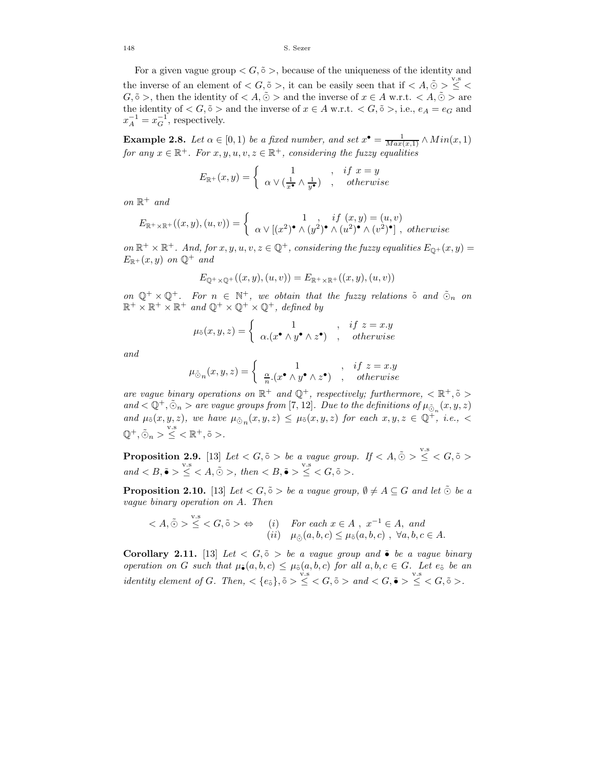For a given vague group $< G, \tilde{\circ} >$, because of the uniqueness of the identity and the inverse of an element of $< G, \tilde{\circ} >$, it can be easily seen that if $< A, \tilde{\odot} > \overset{\text{v.s}}{\leq} < G, \tilde{\circ} >$, then the identity of $< A, \tilde{\odot} >$ and the inverse of $x \in A$ w.r.t. $< A, \tilde{\odot} >$ are the identity of $< G, \tilde{\circ} >$ and the inverse of $x \in A$ w.r.t. $< G, \tilde{\circ} >$, i.e., $e_A = e_G$ and $x_A^{-1} = x_G^{-1}$, respectively.

**Example 2.8.** *Let $\alpha \in [0, 1)$ be a fixed number, and set $x^{\bullet} = \frac{1}{Max(x,1)} \wedge Min(x, 1)$ for any $x \in \mathbb{R}^+$. For $x, y, u, v, z \in \mathbb{R}^+$, considering the fuzzy equalities*

$$E_{\mathbb{R}^+}(x, y) = \begin{cases} 1 & , \quad if\ x = y \\ \alpha \vee (\frac{1}{x^{\bullet}} \wedge \frac{1}{y^{\bullet}}) & , \quad otherwise \end{cases}$$

*on $\mathbb{R}^+$ and*

$$E_{\mathbb{R}^+ \times \mathbb{R}^+}((x, y), (u, v)) = \begin{cases} 1 & , \quad if\ (x, y) = (u, v) \\ \alpha \vee [(x^2)^{\bullet} \wedge (y^2)^{\bullet} \wedge (u^2)^{\bullet} \wedge (v^2)^{\bullet}] & , \quad otherwise \end{cases}$$

*on $\mathbb{R}^+ \times \mathbb{R}^+$. And, for $x, y, u, v, z \in \mathbb{Q}^+$, considering the fuzzy equalities $E_{\mathbb{Q}^+}(x, y) = E_{\mathbb{R}^+}(x, y)$ on $\mathbb{Q}^+$ and*

$$E_{\mathbb{Q}^+ \times \mathbb{Q}^+}((x, y), (u, v)) = E_{\mathbb{R}^+ \times \mathbb{R}^+}((x, y), (u, v))$$

*on $\mathbb{Q}^+ \times \mathbb{Q}^+$. For $n \in \mathbb{N}^+$, we obtain that the fuzzy relations $\tilde{\circ}$ and $\tilde{\odot}_n$ on $\mathbb{R}^+ \times \mathbb{R}^+ \times \mathbb{R}^+$ and $\mathbb{Q}^+ \times \mathbb{Q}^+ \times \mathbb{Q}^+$, defined by*

$$\mu_{\tilde{\circ}}(x, y, z) = \begin{cases} 1 & , \quad if\ z = x.y \\ \alpha.(x^{\bullet} \wedge y^{\bullet} \wedge z^{\bullet}) & , \quad otherwise \end{cases}$$

*and*

$$\mu_{\tilde{\odot}_n}(x, y, z) = \begin{cases} 1 & , \quad if\ z = x.y \\ \frac{\alpha}{n}.(x^{\bullet} \wedge y^{\bullet} \wedge z^{\bullet}) & , \quad otherwise \end{cases}$$

*are vague binary operations on $\mathbb{R}^+$ and $\mathbb{Q}^+$, respectively; furthermore, $< \mathbb{R}^+, \tilde{\circ} >$ and $< \mathbb{Q}^+, \tilde{\odot}_n >$ are vague groups from [7, 12]. Due to the definitions of $\mu_{\tilde{\odot}_n}(x, y, z)$ and $\mu_{\tilde{\circ}}(x, y, z)$, we have $\mu_{\tilde{\odot}_n}(x, y, z) \leq \mu_{\tilde{\circ}}(x, y, z)$ for each $x, y, z \in \mathbb{Q}^+$, i.e., $< \mathbb{Q}^+, \tilde{\odot}_n > \overset{\text{v.s}}{\leq} < \mathbb{R}^+, \tilde{\circ} >$.*

**Proposition 2.9.** [13] *Let $< G, \tilde{\circ} >$ be a vague group. If $< A, \tilde{\odot} > \overset{\text{v.s}}{\leq} < G, \tilde{\circ} >$ and $< B, \tilde{\bullet} > \overset{\text{v.s}}{\leq} < A, \tilde{\odot} >$, then $< B, \tilde{\bullet} > \overset{\text{v.s}}{\leq} < G, \tilde{\circ} >$.*

**Proposition 2.10.** [13] *Let $< G, \tilde{\circ} >$ be a vague group, $\emptyset \neq A \subseteq G$ and let $\tilde{\odot}$ be a vague binary operation on $A$. Then*

$$< A, \tilde{\odot} > \overset{\text{v.s}}{\leq} < G, \tilde{\circ} > \Leftrightarrow \quad \begin{array}{ll} (i) & \text{For each } x \in A\ ,\ x^{-1} \in A, \text{ and} \\ (ii) & \mu_{\tilde{\odot}}(a, b, c) \leq \mu_{\tilde{\circ}}(a, b, c)\ ,\ \forall a, b, c \in A. \end{array}$$

**Corollary 2.11.** [13] *Let $< G, \tilde{\circ} >$ be a vague group and $\tilde{\bullet}$ be a vague binary operation on $G$ such that $\mu_{\tilde{\bullet}}(a, b, c) \leq \mu_{\tilde{\circ}}(a, b, c)$ for all $a, b, c \in G$. Let $e_{\tilde{\circ}}$ be an identity element of $G$. Then, $< \{e_{\tilde{\circ}}\}, \tilde{\circ} > \overset{\text{v.s}}{\leq} < G, \tilde{\circ} >$ and $< G, \tilde{\bullet} > \overset{\text{v.s}}{\leq} < G, \tilde{\circ} >$.*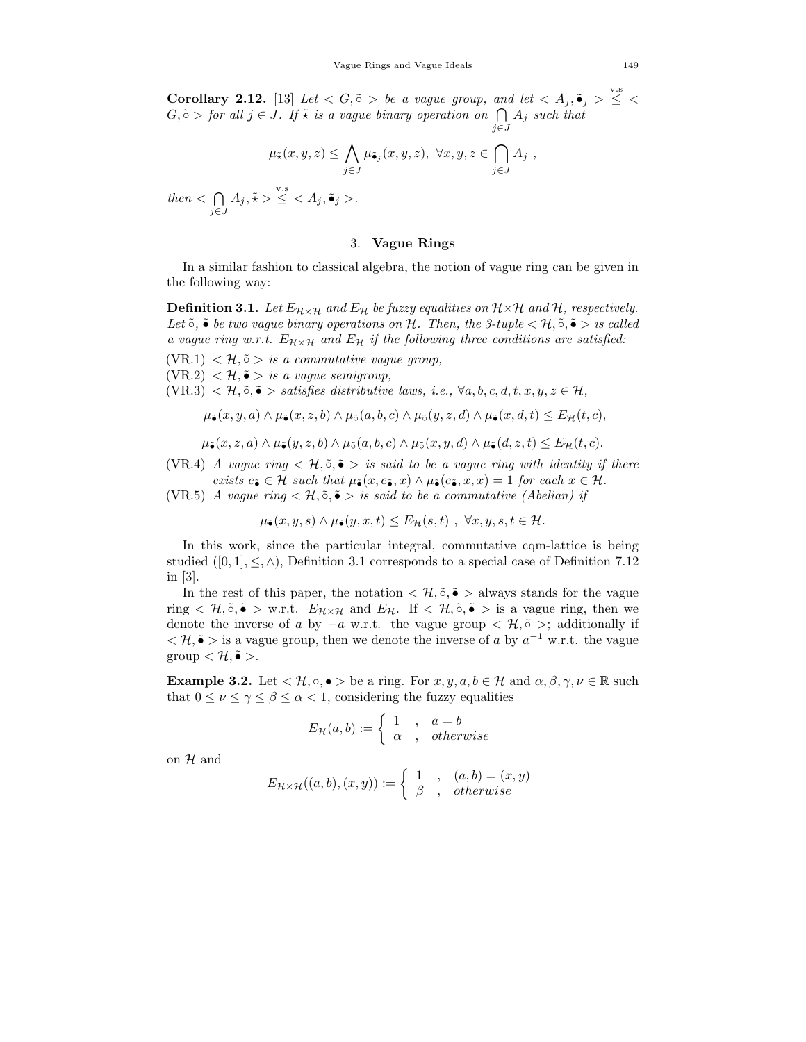**Corollary 2.12.** [13] *Let* $< G, \tilde{\circ} >$ *be a vague group, and let* $< A_j, \tilde{\bullet}_j > \overset{\text{v.s}}{\leq} < G, \tilde{\circ} >$ *for all* $j \in J$. *If* $\tilde{\star}$ *is a vague binary operation on* $\bigcap_{j\in J} A_j$ *such that*

$$\mu_{\tilde{\star}}(x, y, z) \leq \bigwedge_{j \in J} \mu_{\tilde{\bullet}_j}(x, y, z), \ \forall x, y, z \in \bigcap_{j \in J} A_j \ ,$$

*then* $< \bigcap_{j\in J} A_j, \tilde{\star} > \overset{\text{v.s}}{\leq} < A_j, \tilde{\bullet}_j >$.

## 3. Vague Rings

In a similar fashion to classical algebra, the notion of vague ring can be given in the following way:

**Definition 3.1.** *Let* $E_{\mathcal{H}\times\mathcal{H}}$ *and* $E_{\mathcal{H}}$ *be fuzzy equalities on* $\mathcal{H}\times\mathcal{H}$ *and* $\mathcal{H}$, *respectively. Let* $\tilde{\circ}$, $\tilde{\bullet}$ *be two vague binary operations on* $\mathcal{H}$. *Then, the 3-tuple* $< \mathcal{H}, \tilde{\circ}, \tilde{\bullet} >$ *is called a vague ring w.r.t.* $E_{\mathcal{H}\times\mathcal{H}}$ *and* $E_{\mathcal{H}}$ *if the following three conditions are satisfied:*

(VR.1) $< \mathcal{H}, \tilde{\circ} >$ *is a commutative vague group,*

(VR.2) $< \mathcal{H}, \tilde{\bullet} >$ *is a vague semigroup,*

(VR.3) $< \mathcal{H}, \tilde{\circ}, \tilde{\bullet} >$ *satisfies distributive laws, i.e.,* $\forall a, b, c, d, t, x, y, z \in \mathcal{H}$,

$$\mu_{\tilde{\bullet}}(x, y, a) \wedge \mu_{\tilde{\bullet}}(x, z, b) \wedge \mu_{\tilde{\circ}}(a, b, c) \wedge \mu_{\tilde{\circ}}(y, z, d) \wedge \mu_{\tilde{\bullet}}(x, d, t) \leq E_{\mathcal{H}}(t, c),$$

$$\mu_{\tilde{\bullet}}(x, z, a) \wedge \mu_{\tilde{\bullet}}(y, z, b) \wedge \mu_{\tilde{\circ}}(a, b, c) \wedge \mu_{\tilde{\circ}}(x, y, d) \wedge \mu_{\tilde{\bullet}}(d, z, t) \leq E_{\mathcal{H}}(t, c).$$

(VR.4) *A vague ring* $< \mathcal{H}, \tilde{\circ}, \tilde{\bullet} >$ *is said to be a vague ring with identity if there exists* $e_{\tilde{\bullet}} \in \mathcal{H}$ *such that* $\mu_{\tilde{\bullet}}(x, e_{\tilde{\bullet}}, x) \wedge \mu_{\tilde{\bullet}}(e_{\tilde{\bullet}}, x, x) = 1$ *for each* $x \in \mathcal{H}$.

(VR.5) *A vague ring* $< \mathcal{H}, \tilde{\circ}, \tilde{\bullet} >$ *is said to be a commutative (Abelian) if*

$$\mu_{\tilde{\bullet}}(x, y, s) \wedge \mu_{\tilde{\bullet}}(y, x, t) \leq E_{\mathcal{H}}(s, t) \ , \ \forall x, y, s, t \in \mathcal{H}.$$

In this work, since the particular integral, commutative cqm-lattice is being studied $([0, 1], \leq, \wedge)$, Definition 3.1 corresponds to a special case of Definition 7.12 in [3].

In the rest of this paper, the notation $< \mathcal{H}, \tilde{\circ}, \tilde{\bullet} >$ always stands for the vague ring $< \mathcal{H}, \tilde{\circ}, \tilde{\bullet} >$ w.r.t. $E_{\mathcal{H}\times\mathcal{H}}$ and $E_{\mathcal{H}}$. If $< \mathcal{H}, \tilde{\circ}, \tilde{\bullet} >$ is a vague ring, then we denote the inverse of $a$ by $-a$ w.r.t. the vague group $< \mathcal{H}, \tilde{\circ} >$; additionally if $< \mathcal{H}, \tilde{\bullet} >$ is a vague group, then we denote the inverse of $a$ by $a^{-1}$ w.r.t. the vague group $< \mathcal{H}, \tilde{\bullet} >$.

**Example 3.2.** Let $< \mathcal{H}, \circ, \bullet >$ be a ring. For $x, y, a, b \in \mathcal{H}$ and $\alpha, \beta, \gamma, \nu \in \mathbb{R}$ such that $0 \leq \nu \leq \gamma \leq \beta \leq \alpha < 1$, considering the fuzzy equalities

$$E_{\mathcal{H}}(a, b) := \begin{cases} 1 & , \quad a = b \\ \alpha & , \quad otherwise \end{cases}$$

on $\mathcal{H}$ and

$$E_{\mathcal{H}\times\mathcal{H}}((a, b), (x, y)) := \begin{cases} 1 & , \quad (a, b) = (x, y) \\ \beta & , \quad otherwise \end{cases}$$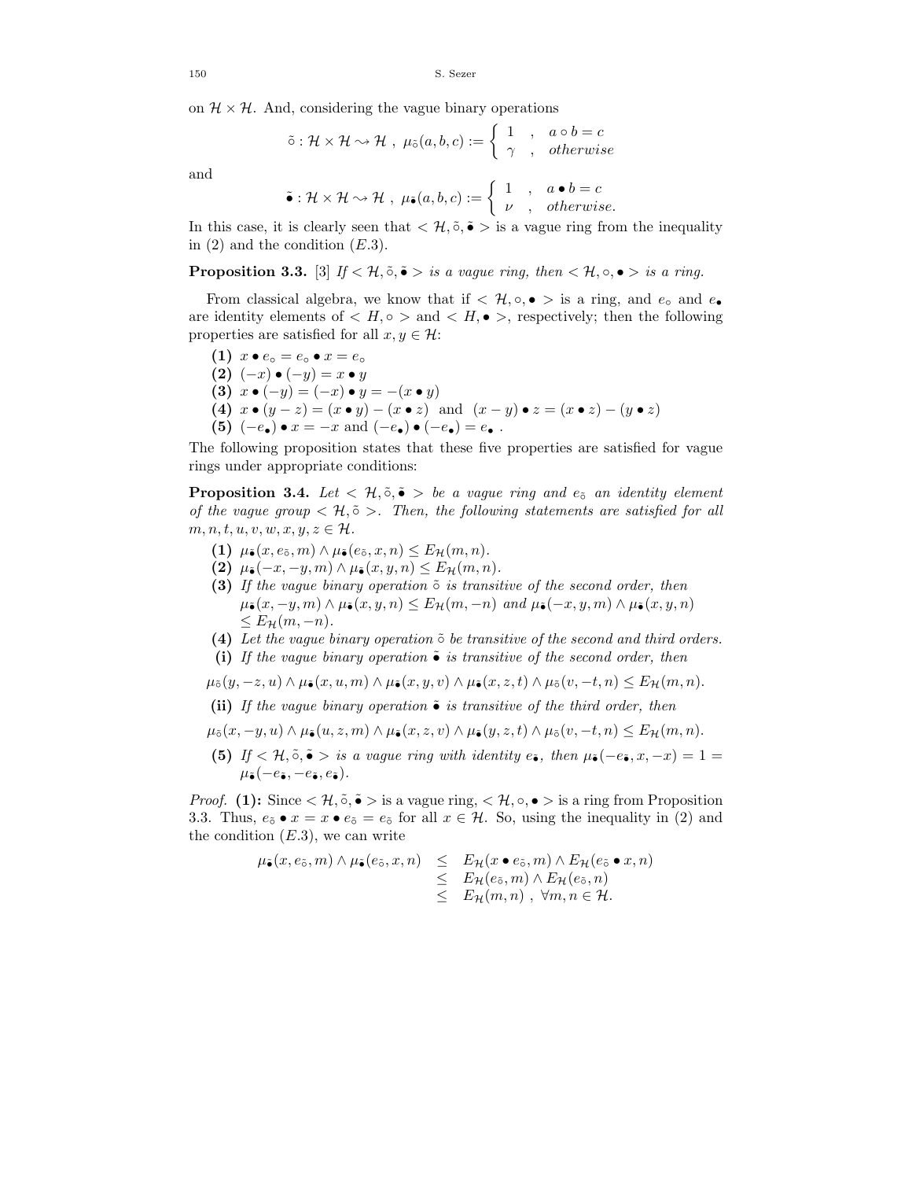on $\mathcal{H} \times \mathcal{H}$. And, considering the vague binary operations

$$\tilde{\circ} : \mathcal{H} \times \mathcal{H} \rightsquigarrow \mathcal{H} \ , \ \mu_{\tilde{\circ}}(a, b, c) := \begin{cases} 1 & , \quad a \circ b = c \\ \gamma & , \quad otherwise \end{cases}$$

and

$$\tilde{\bullet} : \mathcal{H} \times \mathcal{H} \rightsquigarrow \mathcal{H} \ , \ \mu_{\tilde{\bullet}}(a, b, c) := \begin{cases} 1 & , \quad a \bullet b = c \\ \nu & , \quad otherwise. \end{cases}$$

In this case, it is clearly seen that $< \mathcal{H}, \tilde{\circ}, \tilde{\bullet} >$ is a vague ring from the inequality in (2) and the condition $(E.3)$.

**Proposition 3.3.** [3] *If $< \mathcal{H}, \tilde{\circ}, \tilde{\bullet} >$ is a vague ring, then $< \mathcal{H}, \circ, \bullet >$ is a ring.*

From classical algebra, we know that if $< \mathcal{H}, \circ, \bullet >$ is a ring, and $e_\circ$ and $e_\bullet$ are identity elements of $< H, \circ >$ and $< H, \bullet >$, respectively; then the following properties are satisfied for all $x, y \in \mathcal{H}$:

- **(1)** $x \bullet e_\circ = e_\circ \bullet x = e_\circ$
- **(2)** $(-x) \bullet (-y) = x \bullet y$
- **(3)** $x \bullet (-y) = (-x) \bullet y = -(x \bullet y)$
- **(4)** $x \bullet (y - z) = (x \bullet y) - (x \bullet z)$ and $(x - y) \bullet z = (x \bullet z) - (y \bullet z)$
- **(5)** $(-e_\bullet) \bullet x = -x$ and $(-e_\bullet) \bullet (-e_\bullet) = e_\bullet$ .

The following proposition states that these five properties are satisfied for vague rings under appropriate conditions:

**Proposition 3.4.** *Let $< \mathcal{H}, \tilde{\circ}, \tilde{\bullet} >$ be a vague ring and $e_{\tilde{\circ}}$ an identity element of the vague group $< \mathcal{H}, \tilde{\circ} >$. Then, the following statements are satisfied for all $m, n, t, u, v, w, x, y, z \in \mathcal{H}$.*

- **(1)** $\mu_{\tilde{\bullet}}(x, e_{\tilde{\circ}}, m) \wedge \mu_{\tilde{\bullet}}(e_{\tilde{\circ}}, x, n) \leq E_{\mathcal{H}}(m, n)$.
- **(2)** $\mu_{\tilde{\bullet}}(-x, -y, m) \wedge \mu_{\tilde{\bullet}}(x, y, n) \leq E_{\mathcal{H}}(m, n)$.
- **(3)** *If the vague binary operation $\tilde{\circ}$ is transitive of the second order, then* $\mu_{\tilde{\bullet}}(x, -y, m) \wedge \mu_{\tilde{\bullet}}(x, y, n) \leq E_{\mathcal{H}}(m, -n)$ *and* $\mu_{\tilde{\bullet}}(-x, y, m) \wedge \mu_{\tilde{\bullet}}(x, y, n) \leq E_{\mathcal{H}}(m, -n)$.
- **(4)** *Let the vague binary operation $\tilde{\circ}$ be transitive of the second and third orders.*
- **(i)** *If the vague binary operation $\tilde{\bullet}$ is transitive of the second order, then*

$$\mu_{\tilde{\circ}}(y, -z, u) \wedge \mu_{\tilde{\bullet}}(x, u, m) \wedge \mu_{\tilde{\bullet}}(x, y, v) \wedge \mu_{\tilde{\bullet}}(x, z, t) \wedge \mu_{\tilde{\circ}}(v, -t, n) \leq E_{\mathcal{H}}(m, n).$$

- **(ii)** *If the vague binary operation $\tilde{\bullet}$ is transitive of the third order, then*

$$\mu_{\tilde{\circ}}(x, -y, u) \wedge \mu_{\tilde{\bullet}}(u, z, m) \wedge \mu_{\tilde{\bullet}}(x, z, v) \wedge \mu_{\tilde{\bullet}}(y, z, t) \wedge \mu_{\tilde{\circ}}(v, -t, n) \leq E_{\mathcal{H}}(m, n).$$

- **(5)** *If $< \mathcal{H}, \tilde{\circ}, \tilde{\bullet} >$ is a vague ring with identity $e_{\tilde{\bullet}}$, then* $\mu_{\tilde{\bullet}}(-e_{\tilde{\bullet}}, x, -x) = 1 = \mu_{\tilde{\bullet}}(-e_{\tilde{\bullet}}, -e_{\tilde{\bullet}}, e_{\tilde{\bullet}})$.

*Proof.* **(1):** Since $< \mathcal{H}, \tilde{\circ}, \tilde{\bullet} >$ is a vague ring, $< \mathcal{H}, \circ, \bullet >$ is a ring from Proposition 3.3. Thus, $e_{\tilde{\circ}} \bullet x = x \bullet e_{\tilde{\circ}} = e_{\tilde{\circ}}$ for all $x \in \mathcal{H}$. So, using the inequality in (2) and the condition $(E.3)$, we can write

$$\begin{aligned} \mu_{\tilde{\bullet}}(x, e_{\tilde{\circ}}, m) \wedge \mu_{\tilde{\bullet}}(e_{\tilde{\circ}}, x, n) &\leq E_{\mathcal{H}}(x \bullet e_{\tilde{\circ}}, m) \wedge E_{\mathcal{H}}(e_{\tilde{\circ}} \bullet x, n) \\ &\leq E_{\mathcal{H}}(e_{\tilde{\circ}}, m) \wedge E_{\mathcal{H}}(e_{\tilde{\circ}}, n) \\ &\leq E_{\mathcal{H}}(m, n) \ , \ \forall m, n \in \mathcal{H}. \end{aligned}$$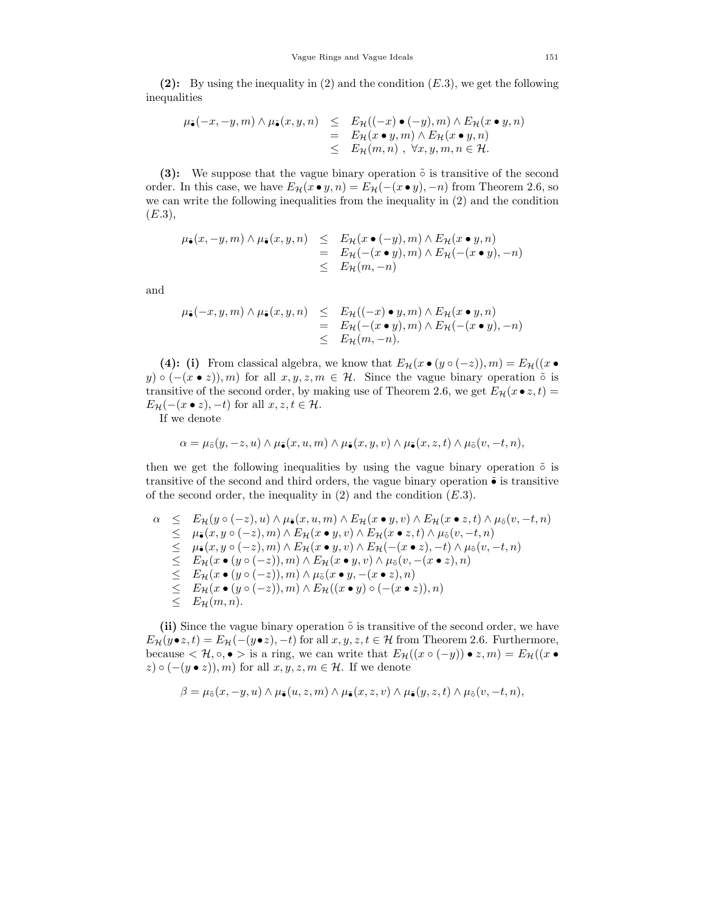**(2):** By using the inequality in (2) and the condition $(E.3)$, we get the following inequalities

$$
\begin{aligned}
\mu_{\tilde{\bullet}}(-x,-y,m) \wedge \mu_{\tilde{\bullet}}(x,y,n) &\leq E_{\mathcal{H}}((-x) \bullet (-y), m) \wedge E_{\mathcal{H}}(x \bullet y, n) \\
&= E_{\mathcal{H}}(x \bullet y, m) \wedge E_{\mathcal{H}}(x \bullet y, n) \\
&\leq E_{\mathcal{H}}(m,n)\ ,\ \forall x,y,m,n \in \mathcal{H}.
\end{aligned}
$$

**(3):** We suppose that the vague binary operation $\tilde{\circ}$ is transitive of the second order. In this case, we have $E_{\mathcal{H}}(x \bullet y, n) = E_{\mathcal{H}}(-(x \bullet y), -n)$ from Theorem 2.6, so we can write the following inequalities from the inequality in (2) and the condition $(E.3)$,

$$
\begin{aligned}
\mu_{\tilde{\bullet}}(x,-y,m) \wedge \mu_{\tilde{\bullet}}(x,y,n) &\leq E_{\mathcal{H}}(x \bullet (-y), m) \wedge E_{\mathcal{H}}(x \bullet y, n) \\
&= E_{\mathcal{H}}(-(x \bullet y), m) \wedge E_{\mathcal{H}}(-(x \bullet y), -n) \\
&\leq E_{\mathcal{H}}(m,-n)
\end{aligned}
$$

and

$$
\begin{aligned}
\mu_{\tilde{\bullet}}(-x,y,m) \wedge \mu_{\tilde{\bullet}}(x,y,n) &\leq E_{\mathcal{H}}((-x) \bullet y, m) \wedge E_{\mathcal{H}}(x \bullet y, n) \\
&= E_{\mathcal{H}}(-(x \bullet y), m) \wedge E_{\mathcal{H}}(-(x \bullet y), -n) \\
&\leq E_{\mathcal{H}}(m,-n).
\end{aligned}
$$

**(4): (i)** From classical algebra, we know that $E_{\mathcal{H}}(x \bullet (y \circ (-z)), m) = E_{\mathcal{H}}((x \bullet y) \circ (-(x \bullet z)), m)$ for all $x,y,z,m \in \mathcal{H}$. Since the vague binary operation $\tilde{\circ}$ is transitive of the second order, by making use of Theorem 2.6, we get $E_{\mathcal{H}}(x \bullet z, t) = E_{\mathcal{H}}(-(x \bullet z), -t)$ for all $x,z,t \in \mathcal{H}$.

If we denote

$$
\alpha = \mu_{\tilde{\circ}}(y,-z,u) \wedge \mu_{\tilde{\bullet}}(x,u,m) \wedge \mu_{\tilde{\bullet}}(x,y,v) \wedge \mu_{\tilde{\bullet}}(x,z,t) \wedge \mu_{\tilde{\circ}}(v,-t,n),
$$

then we get the following inequalities by using the vague binary operation $\tilde{\circ}$ is transitive of the second and third orders, the vague binary operation $\tilde{\bullet}$ is transitive of the second order, the inequality in (2) and the condition $(E.3)$.

$$
\begin{aligned}
\alpha &\leq E_{\mathcal{H}}(y \circ (-z), u) \wedge \mu_{\tilde{\bullet}}(x,u,m) \wedge E_{\mathcal{H}}(x \bullet y, v) \wedge E_{\mathcal{H}}(x \bullet z, t) \wedge \mu_{\tilde{\circ}}(v,-t,n) \\
&\leq \mu_{\tilde{\bullet}}(x, y \circ (-z), m) \wedge E_{\mathcal{H}}(x \bullet y, v) \wedge E_{\mathcal{H}}(x \bullet z, t) \wedge \mu_{\tilde{\circ}}(v,-t,n) \\
&\leq \mu_{\tilde{\bullet}}(x, y \circ (-z), m) \wedge E_{\mathcal{H}}(x \bullet y, v) \wedge E_{\mathcal{H}}(-(x \bullet z), -t) \wedge \mu_{\tilde{\circ}}(v,-t,n) \\
&\leq E_{\mathcal{H}}(x \bullet (y \circ (-z)), m) \wedge E_{\mathcal{H}}(x \bullet y, v) \wedge \mu_{\tilde{\circ}}(v, -(x \bullet z), n) \\
&\leq E_{\mathcal{H}}(x \bullet (y \circ (-z)), m) \wedge \mu_{\tilde{\circ}}(x \bullet y, -(x \bullet z), n) \\
&\leq E_{\mathcal{H}}(x \bullet (y \circ (-z)), m) \wedge E_{\mathcal{H}}((x \bullet y) \circ (-(x \bullet z)), n) \\
&\leq E_{\mathcal{H}}(m,n).
\end{aligned}
$$

**(ii)** Since the vague binary operation $\tilde{\circ}$ is transitive of the second order, we have $E_{\mathcal{H}}(y \bullet z, t) = E_{\mathcal{H}}(-(y \bullet z), -t)$ for all $x,y,z,t \in \mathcal{H}$ from Theorem 2.6. Furthermore, because $< \mathcal{H}, \circ, \bullet >$ is a ring, we can write that $E_{\mathcal{H}}((x \circ (-y)) \bullet z, m) = E_{\mathcal{H}}((x \bullet z) \circ (-(y \bullet z)), m)$ for all $x,y,z,m \in \mathcal{H}$. If we denote

$$
\beta = \mu_{\tilde{\circ}}(x,-y,u) \wedge \mu_{\tilde{\bullet}}(u,z,m) \wedge \mu_{\tilde{\bullet}}(x,z,v) \wedge \mu_{\tilde{\bullet}}(y,z,t) \wedge \mu_{\tilde{\circ}}(v,-t,n),
$$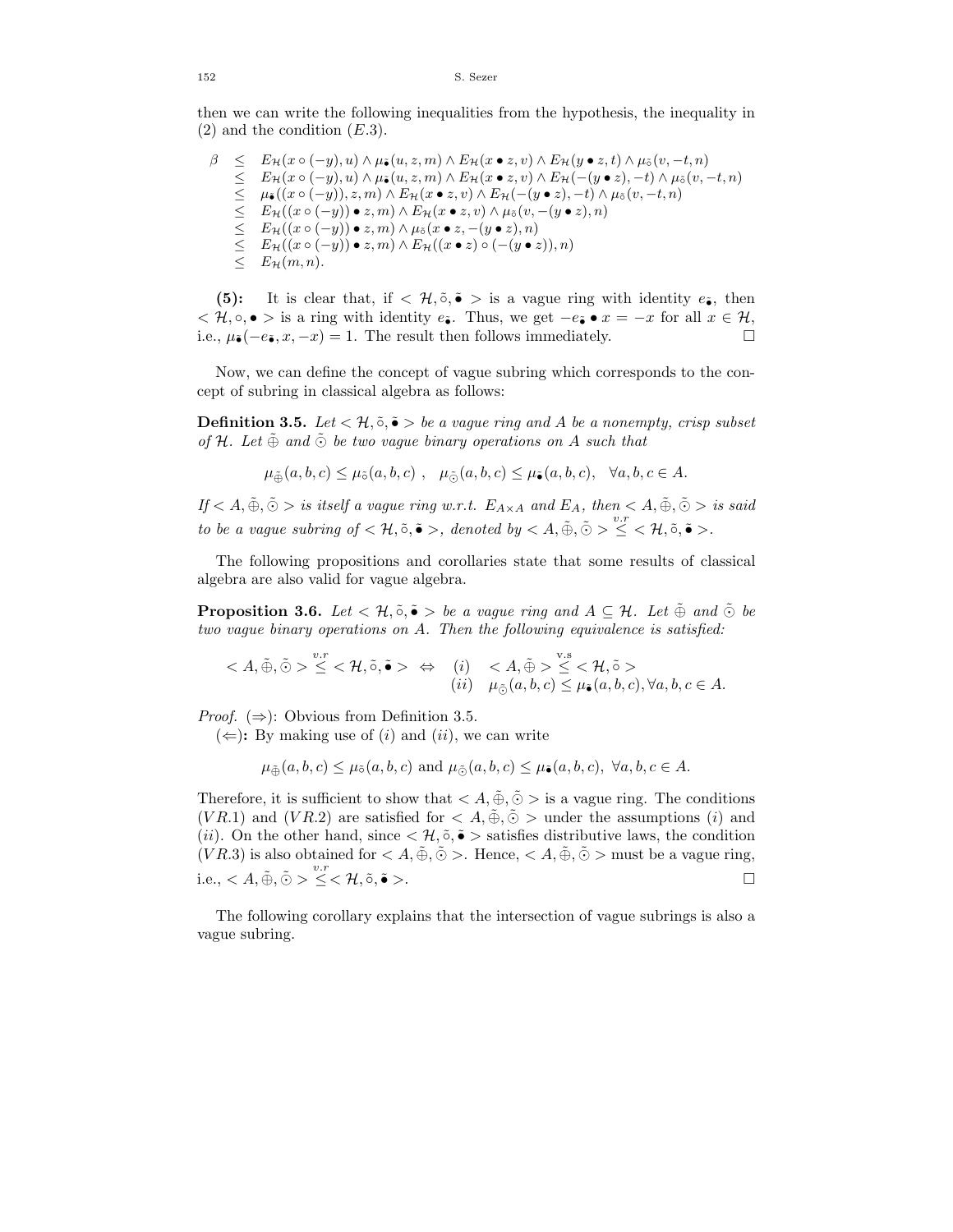then we can write the following inequalities from the hypothesis, the inequality in (2) and the condition $(E.3)$.

$$
\begin{aligned}
\beta &\leq E_{\mathcal{H}}(x \circ (-y), u) \wedge \mu_{\tilde{\bullet}}(u, z, m) \wedge E_{\mathcal{H}}(x \bullet z, v) \wedge E_{\mathcal{H}}(y \bullet z, t) \wedge \mu_{\tilde{\circ}}(v, -t, n) \\
&\leq E_{\mathcal{H}}(x \circ (-y), u) \wedge \mu_{\tilde{\bullet}}(u, z, m) \wedge E_{\mathcal{H}}(x \bullet z, v) \wedge E_{\mathcal{H}}(-(y \bullet z), -t) \wedge \mu_{\tilde{\circ}}(v, -t, n) \\
&\leq \mu_{\tilde{\bullet}}((x \circ (-y)), z, m) \wedge E_{\mathcal{H}}(x \bullet z, v) \wedge E_{\mathcal{H}}(-(y \bullet z), -t) \wedge \mu_{\tilde{\circ}}(v, -t, n) \\
&\leq E_{\mathcal{H}}((x \circ (-y)) \bullet z, m) \wedge E_{\mathcal{H}}(x \bullet z, v) \wedge \mu_{\tilde{\circ}}(v, -(y \bullet z), n) \\
&\leq E_{\mathcal{H}}((x \circ (-y)) \bullet z, m) \wedge \mu_{\tilde{\circ}}(x \bullet z, -(y \bullet z), n) \\
&\leq E_{\mathcal{H}}((x \circ (-y)) \bullet z, m) \wedge E_{\mathcal{H}}((x \bullet z) \circ (-(y \bullet z)), n) \\
&\leq E_{\mathcal{H}}(m, n).
\end{aligned}
$$

**(5):** It is clear that, if $< \mathcal{H}, \tilde{\circ}, \tilde{\bullet} >$ is a vague ring with identity $e_{\tilde{\bullet}}$, then $< \mathcal{H}, \circ, \bullet >$ is a ring with identity $e_{\tilde{\bullet}}$. Thus, we get $-e_{\tilde{\bullet}} \bullet x = -x$ for all $x \in \mathcal{H}$, i.e., $\mu_{\tilde{\bullet}}(-e_{\tilde{\bullet}}, x, -x) = 1$. The result then follows immediately. □

Now, we can define the concept of vague subring which corresponds to the concept of subring in classical algebra as follows:

**Definition 3.5.** *Let $< \mathcal{H}, \tilde{\circ}, \tilde{\bullet} >$ be a vague ring and $A$ be a nonempty, crisp subset of $\mathcal{H}$. Let $\tilde{\oplus}$ and $\tilde{\odot}$ be two vague binary operations on $A$ such that*

$$\mu_{\tilde{\oplus}}(a, b, c) \leq \mu_{\tilde{\circ}}(a, b, c)\ ,\quad \mu_{\tilde{\odot}}(a, b, c) \leq \mu_{\tilde{\bullet}}(a, b, c), \quad \forall a, b, c \in A.$$

*If $< A, \tilde{\oplus}, \tilde{\odot} >$ is itself a vague ring w.r.t. $E_{A \times A}$ and $E_A$, then $< A, \tilde{\oplus}, \tilde{\odot} >$ is said to be a vague subring of $< \mathcal{H}, \tilde{\circ}, \tilde{\bullet} >$, denoted by $< A, \tilde{\oplus}, \tilde{\odot} > \overset{v.r}{\leq} < \mathcal{H}, \tilde{\circ}, \tilde{\bullet} >$.*

The following propositions and corollaries state that some results of classical algebra are also valid for vague algebra.

**Proposition 3.6.** *Let $< \mathcal{H}, \tilde{\circ}, \tilde{\bullet} >$ be a vague ring and $A \subseteq \mathcal{H}$. Let $\tilde{\oplus}$ and $\tilde{\odot}$ be two vague binary operations on $A$. Then the following equivalence is satisfied:*

$$< A, \tilde{\oplus}, \tilde{\odot} > \overset{v.r}{\leq} < \mathcal{H}, \tilde{\circ}, \tilde{\bullet} > \;\Leftrightarrow\; \begin{array}{ll} (i) & < A, \tilde{\oplus} > \overset{\text{v.s}}{\leq} < \mathcal{H}, \tilde{\circ} > \\ (ii) & \mu_{\tilde{\odot}}(a, b, c) \leq \mu_{\tilde{\bullet}}(a, b, c), \forall a, b, c \in A. \end{array}$$

*Proof.* $(\Rightarrow)$: Obvious from Definition 3.5.

$(\Leftarrow)$**:** By making use of $(i)$ and $(ii)$, we can write

$$\mu_{\tilde{\oplus}}(a, b, c) \leq \mu_{\tilde{\circ}}(a, b, c) \text{ and } \mu_{\tilde{\odot}}(a, b, c) \leq \mu_{\tilde{\bullet}}(a, b, c),\ \forall a, b, c \in A.$$

Therefore, it is sufficient to show that $< A, \tilde{\oplus}, \tilde{\odot} >$ is a vague ring. The conditions $(VR.1)$ and $(VR.2)$ are satisfied for $< A, \tilde{\oplus}, \tilde{\odot} >$ under the assumptions $(i)$ and $(ii)$. On the other hand, since $< \mathcal{H}, \tilde{\circ}, \tilde{\bullet} >$ satisfies distributive laws, the condition $(VR.3)$ is also obtained for $< A, \tilde{\oplus}, \tilde{\odot} >$. Hence, $< A, \tilde{\oplus}, \tilde{\odot} >$ must be a vague ring, i.e., $< A, \tilde{\oplus}, \tilde{\odot} > \overset{v.r}{\leq} < \mathcal{H}, \tilde{\circ}, \tilde{\bullet} >$. □

The following corollary explains that the intersection of vague subrings is also a vague subring.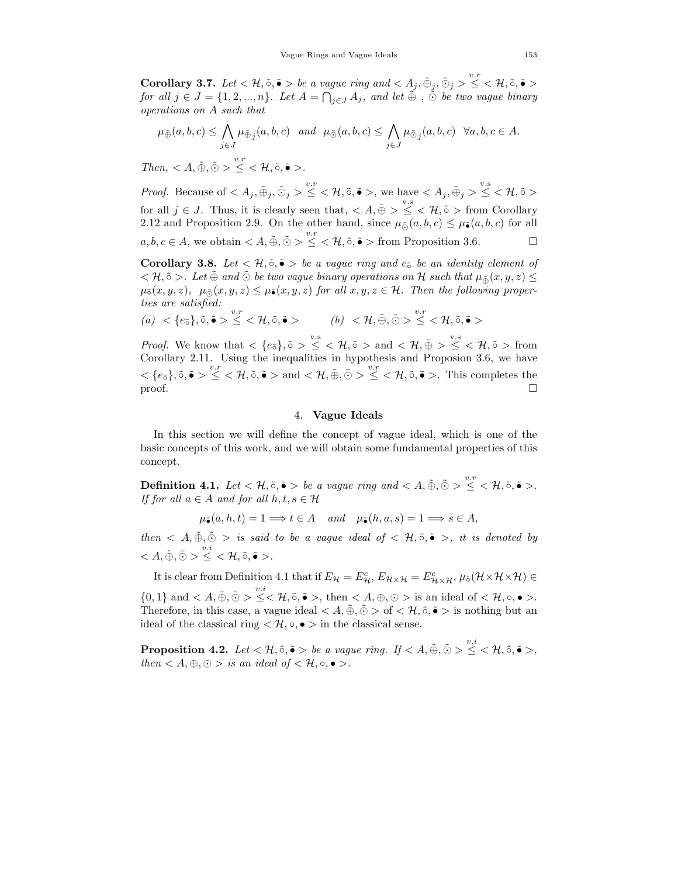**Corollary 3.7.** *Let $<\mathcal{H}, \tilde{\circ}, \tilde{\bullet}>$ be a vague ring and $<A_j, \tilde{\oplus}_j, \tilde{\odot}_j> \overset{v.r}{\leq} <\mathcal{H}, \tilde{\circ}, \tilde{\bullet}>$ for all $j \in J = \{1, 2, ..., n\}$. Let $A = \bigcap_{j\in J} A_j$, and let $\tilde{\oplus}$, $\tilde{\odot}$ be two vague binary operations on $A$ such that*

$$\mu_{\tilde{\oplus}}(a,b,c) \leq \bigwedge_{j\in J} \mu_{\tilde{\oplus}_j}(a,b,c) \quad \text{and} \quad \mu_{\tilde{\odot}}(a,b,c) \leq \bigwedge_{j\in J} \mu_{\tilde{\odot}_j}(a,b,c) \quad \forall a,b,c \in A.$$

*Then, $<A, \tilde{\oplus}, \tilde{\odot}> \overset{v.r}{\leq} <\mathcal{H}, \tilde{\circ}, \tilde{\bullet}>$.*

*Proof.* Because of $<A_j, \tilde{\oplus}_j, \tilde{\odot}_j> \overset{v.r}{\leq} <\mathcal{H}, \tilde{\circ}, \tilde{\bullet}>$, we have $<A_j, \tilde{\oplus}_j> \overset{v.s}{\leq} <\mathcal{H}, \tilde{\circ}>$ for all $j \in J$. Thus, it is clearly seen that, $<A, \tilde{\oplus}> \overset{v.s}{\leq} <\mathcal{H}, \tilde{\circ}>$ from Corollary 2.12 and Proposition 2.9. On the other hand, since $\mu_{\tilde{\odot}}(a,b,c) \leq \mu_{\tilde{\bullet}}(a,b,c)$ for all $a,b,c \in A$, we obtain $<A, \tilde{\oplus}, \tilde{\odot}> \overset{v.r}{\leq} <\mathcal{H}, \tilde{\circ}, \tilde{\bullet}>$ from Proposition 3.6. □

**Corollary 3.8.** *Let $<\mathcal{H}, \tilde{\circ}, \tilde{\bullet}>$ be a vague ring and $e_{\tilde{\circ}}$ be an identity element of $<\mathcal{H}, \tilde{\circ}>$. Let $\tilde{\oplus}$ and $\tilde{\odot}$ be two vague binary operations on $\mathcal{H}$ such that $\mu_{\tilde{\oplus}}(x,y,z) \leq \mu_{\tilde{\circ}}(x,y,z)$, $\mu_{\tilde{\odot}}(x,y,z) \leq \mu_{\tilde{\bullet}}(x,y,z)$ for all $x,y,z \in \mathcal{H}$. Then the following properties are satisfied:*

*(a)* $<\{e_{\tilde{\circ}}\}, \tilde{\circ}, \tilde{\bullet}> \overset{v.r}{\leq} <\mathcal{H}, \tilde{\circ}, \tilde{\bullet}>$ *(b)* $<\mathcal{H}, \tilde{\oplus}, \tilde{\odot}> \overset{v.r}{\leq} <\mathcal{H}, \tilde{\circ}, \tilde{\bullet}>$

*Proof.* We know that $<\{e_{\tilde{\circ}}\}, \tilde{\circ}> \overset{v.s}{\leq} <\mathcal{H}, \tilde{\circ}>$ and $<\mathcal{H}, \tilde{\oplus}> \overset{v.s}{\leq} <\mathcal{H}, \tilde{\circ}>$ from Corollary 2.11. Using the inequalities in hypothesis and Proposion 3.6, we have $<\{e_{\tilde{\circ}}\}, \tilde{\circ}, \tilde{\bullet}> \overset{v.r}{\leq} <\mathcal{H}, \tilde{\circ}, \tilde{\bullet}>$ and $<\mathcal{H}, \tilde{\oplus}, \tilde{\odot}> \overset{v.r}{\leq} <\mathcal{H}, \tilde{\circ}, \tilde{\bullet}>$. This completes the proof. □

## 4. **Vague Ideals**

In this section we will define the concept of vague ideal, which is one of the basic concepts of this work, and we will obtain some fundamental properties of this concept.

**Definition 4.1.** *Let $<\mathcal{H}, \tilde{\circ}, \tilde{\bullet}>$ be a vague ring and $<A, \tilde{\oplus}, \tilde{\odot}> \overset{v.r}{\leq} <\mathcal{H}, \tilde{\circ}, \tilde{\bullet}>$. If for all $a \in A$ and for all $h, t, s \in \mathcal{H}$*

$$\mu_{\tilde{\bullet}}(a,h,t) = 1 \Longrightarrow t \in A \quad \text{and} \quad \mu_{\tilde{\bullet}}(h,a,s) = 1 \Longrightarrow s \in A,$$

*then $<A, \tilde{\oplus}, \tilde{\odot}>$ is said to be a vague ideal of $<\mathcal{H}, \tilde{\circ}, \tilde{\bullet}>$, it is denoted by $<A, \tilde{\oplus}, \tilde{\odot}> \overset{v.i}{\leq} <\mathcal{H}, \tilde{\circ}, \tilde{\bullet}>$.*

It is clear from Definition 4.1 that if $E_{\mathcal{H}} = E^c_{\mathcal{H}}$, $E_{\mathcal{H}\times\mathcal{H}} = E^c_{\mathcal{H}\times\mathcal{H}}$, $\mu_{\tilde{\circ}}(\mathcal{H}\times\mathcal{H}\times\mathcal{H}) \in \{0,1\}$ and $<A, \tilde{\oplus}, \tilde{\odot}> \overset{v.i}{\leq} <\mathcal{H}, \tilde{\circ}, \tilde{\bullet}>$, then $<A, \oplus, \odot>$ is an ideal of $<\mathcal{H}, \circ, \bullet>$. Therefore, in this case, a vague ideal $<A, \tilde{\oplus}, \tilde{\odot}>$ of $<\mathcal{H}, \tilde{\circ}, \tilde{\bullet}>$ is nothing but an ideal of the classical ring $<\mathcal{H}, \circ, \bullet>$ in the classical sense.

**Proposition 4.2.** *Let $<\mathcal{H}, \tilde{\circ}, \tilde{\bullet}>$ be a vague ring. If $<A, \tilde{\oplus}, \tilde{\odot}> \overset{v.i}{\leq} <\mathcal{H}, \tilde{\circ}, \tilde{\bullet}>$, then $<A, \oplus, \odot>$ is an ideal of $<\mathcal{H}, \circ, \bullet>$.*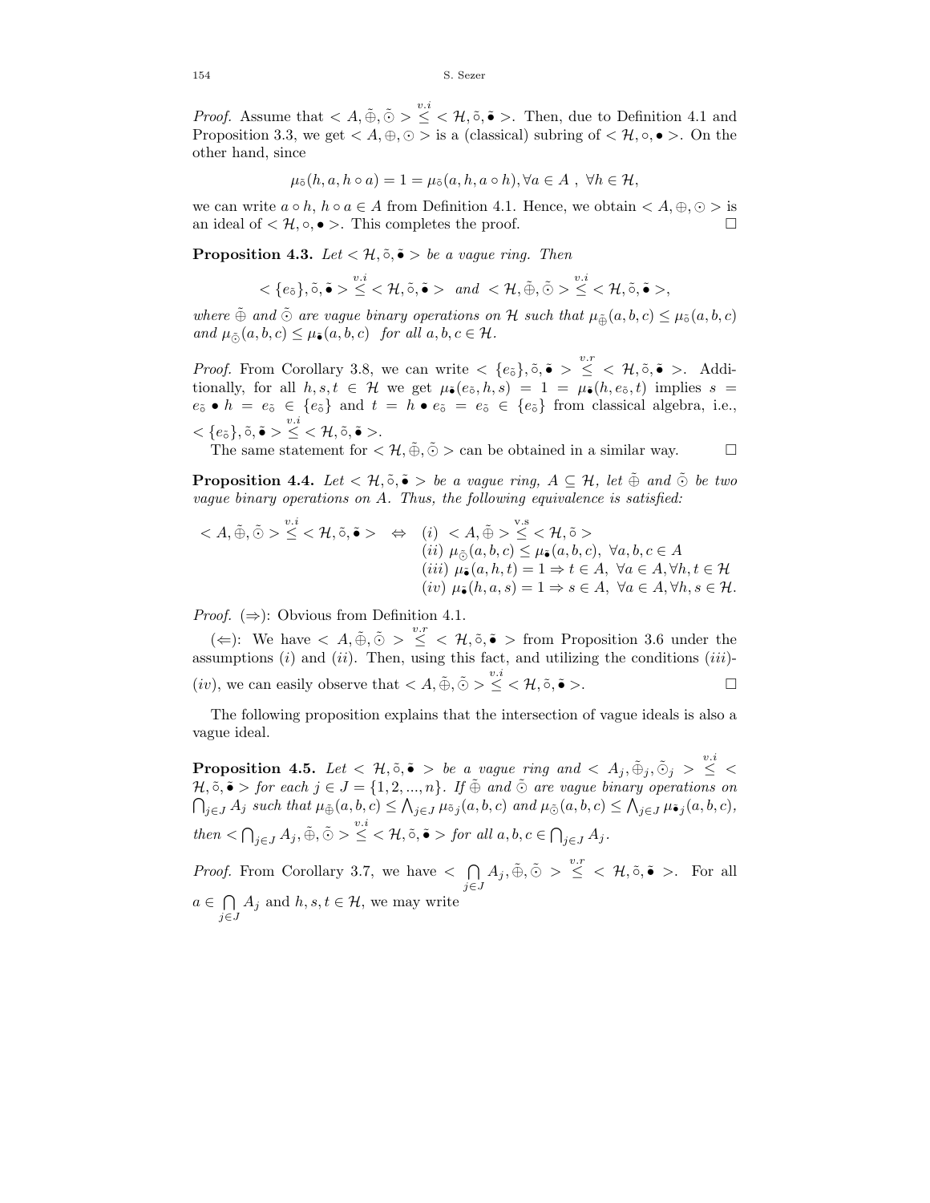*Proof.* Assume that $< A, \tilde{\oplus}, \tilde{\odot} > \overset{v.i}{\leq} < \mathcal{H}, \tilde{\circ}, \tilde{\bullet} >$. Then, due to Definition 4.1 and Proposition 3.3, we get $< A, \oplus, \odot >$ is a (classical) subring of $< \mathcal{H}, \circ, \bullet >$. On the other hand, since

$$\mu_{\tilde{\circ}}(h, a, h \circ a) = 1 = \mu_{\tilde{\circ}}(a, h, a \circ h), \forall a \in A \ , \ \forall h \in \mathcal{H},$$

we can write $a \circ h$, $h \circ a \in A$ from Definition 4.1. Hence, we obtain $< A, \oplus, \odot >$ is an ideal of $< \mathcal{H}, \circ, \bullet >$. This completes the proof. □

**Proposition 4.3.** *Let $< \mathcal{H}, \tilde{\circ}, \tilde{\bullet} >$ be a vague ring. Then*

$$< \{e_{\tilde{\circ}}\}, \tilde{\circ}, \tilde{\bullet} > \overset{v.i}{\leq} < \mathcal{H}, \tilde{\circ}, \tilde{\bullet} > \ \ and \ \ < \mathcal{H}, \tilde{\oplus}, \tilde{\odot} > \overset{v.i}{\leq} < \mathcal{H}, \tilde{\circ}, \tilde{\bullet} >,$$

*where $\tilde{\oplus}$ and $\tilde{\odot}$ are vague binary operations on $\mathcal{H}$ such that $\mu_{\tilde{\oplus}}(a, b, c) \leq \mu_{\tilde{\circ}}(a, b, c)$ and $\mu_{\tilde{\odot}}(a, b, c) \leq \mu_{\tilde{\bullet}}(a, b, c)$ for all $a, b, c \in \mathcal{H}$.*

*Proof.* From Corollary 3.8, we can write $< \{e_{\tilde{\circ}}\}, \tilde{\circ}, \tilde{\bullet} > \overset{v.r}{\leq} < \mathcal{H}, \tilde{\circ}, \tilde{\bullet} >$. Additionally, for all $h, s, t \in \mathcal{H}$ we get $\mu_{\tilde{\bullet}}(e_{\tilde{\circ}}, h, s) = 1 = \mu_{\tilde{\bullet}}(h, e_{\tilde{\circ}}, t)$ implies $s = e_{\tilde{\circ}} \bullet h = e_{\tilde{\circ}} \in \{e_{\tilde{\circ}}\}$ and $t = h \bullet e_{\tilde{\circ}} = e_{\tilde{\circ}} \in \{e_{\tilde{\circ}}\}$ from classical algebra, i.e., $< \{e_{\tilde{\circ}}\}, \tilde{\circ}, \tilde{\bullet} > \overset{v.i}{\leq} < \mathcal{H}, \tilde{\circ}, \tilde{\bullet} >$.

The same statement for $< \mathcal{H}, \tilde{\oplus}, \tilde{\odot} >$ can be obtained in a similar way. □

**Proposition 4.4.** *Let $< \mathcal{H}, \tilde{\circ}, \tilde{\bullet} >$ be a vague ring, $A \subseteq \mathcal{H}$, let $\tilde{\oplus}$ and $\tilde{\odot}$ be two vague binary operations on $A$. Thus, the following equivalence is satisfied:*

$$< A, \tilde{\oplus}, \tilde{\odot} > \overset{v.i}{\leq} < \mathcal{H}, \tilde{\circ}, \tilde{\bullet} > \quad \Leftrightarrow \quad \begin{array}{l} (i) \ < A, \tilde{\oplus} > \overset{\text{v.s}}{\leq} < \mathcal{H}, \tilde{\circ} > \\ (ii) \ \mu_{\tilde{\odot}}(a, b, c) \leq \mu_{\tilde{\bullet}}(a, b, c), \ \forall a, b, c \in A \\ (iii) \ \mu_{\tilde{\bullet}}(a, h, t) = 1 \Rightarrow t \in A, \ \forall a \in A, \forall h, t \in \mathcal{H} \\ (iv) \ \mu_{\tilde{\bullet}}(h, a, s) = 1 \Rightarrow s \in A, \ \forall a \in A, \forall h, s \in \mathcal{H}. \end{array}$$

*Proof.* ($\Rightarrow$): Obvious from Definition 4.1.

($\Leftarrow$): We have $< A, \tilde{\oplus}, \tilde{\odot} > \overset{v.r}{\leq} < \mathcal{H}, \tilde{\circ}, \tilde{\bullet} >$ from Proposition 3.6 under the assumptions $(i)$ and $(ii)$. Then, using this fact, and utilizing the conditions $(iii)$-$(iv)$, we can easily observe that $< A, \tilde{\oplus}, \tilde{\odot} > \overset{v.i}{\leq} < \mathcal{H}, \tilde{\circ}, \tilde{\bullet} >$. □

The following proposition explains that the intersection of vague ideals is also a vague ideal.

**Proposition 4.5.** *Let $< \mathcal{H}, \tilde{\circ}, \tilde{\bullet} >$ be a vague ring and $< A_j, \tilde{\oplus}_j, \tilde{\odot}_j > \overset{v.i}{\leq} < \mathcal{H}, \tilde{\circ}, \tilde{\bullet} >$ for each $j \in J = \{1, 2, ..., n\}$. If $\tilde{\oplus}$ and $\tilde{\odot}$ are vague binary operations on $\bigcap_{j \in J} A_j$ such that $\mu_{\tilde{\oplus}}(a, b, c) \leq \bigwedge_{j \in J} \mu_{\tilde{\circ}_j}(a, b, c)$ and $\mu_{\tilde{\odot}}(a, b, c) \leq \bigwedge_{j \in J} \mu_{\tilde{\bullet}_j}(a, b, c)$, then $< \bigcap_{j \in J} A_j, \tilde{\oplus}, \tilde{\odot} > \overset{v.i}{\leq} < \mathcal{H}, \tilde{\circ}, \tilde{\bullet} >$ for all $a, b, c \in \bigcap_{j \in J} A_j$.*

*Proof.* From Corollary 3.7, we have $< \bigcap\limits_{j \in J} A_j, \tilde{\oplus}, \tilde{\odot} > \overset{v.r}{\leq} < \mathcal{H}, \tilde{\circ}, \tilde{\bullet} >$. For all $a \in \bigcap\limits_{j \in J} A_j$ and $h, s, t \in \mathcal{H}$, we may write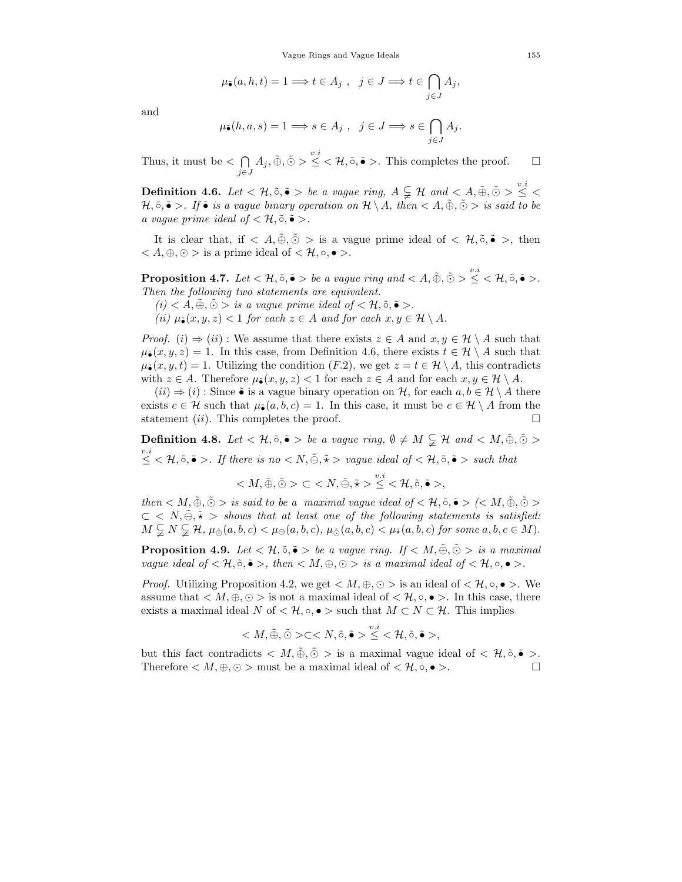$$\mu_{\tilde{\bullet}}(a,h,t)=1 \Longrightarrow t\in A_j\ ,\ \ j\in J \Longrightarrow t\in \bigcap_{j\in J} A_j,$$

and

$$\mu_{\tilde{\bullet}}(h,a,s)=1 \Longrightarrow s\in A_j\ ,\ \ j\in J \Longrightarrow s\in \bigcap_{j\in J} A_j.$$

Thus, it must be $<\bigcap_{j\in J} A_j, \tilde{\oplus}, \tilde{\odot}> \overset{v.i}{\leq} <\mathcal{H}, \tilde{\circ}, \tilde{\bullet}>$. This completes the proof. □

**Definition 4.6.** *Let $<\mathcal{H}, \tilde{\circ}, \tilde{\bullet}>$ be a vague ring, $A \subsetneqq \mathcal{H}$ and $<A, \tilde{\oplus}, \tilde{\odot}> \overset{v.i}{\leq} <\mathcal{H}, \tilde{\circ}, \tilde{\bullet}>$. If $\tilde{\bullet}$ is a vague binary operation on $\mathcal{H}\setminus A$, then $<A, \tilde{\oplus}, \tilde{\odot}>$ is said to be a vague prime ideal of $<\mathcal{H}, \tilde{\circ}, \tilde{\bullet}>$.*

It is clear that, if $<A, \tilde{\oplus}, \tilde{\odot}>$ is a vague prime ideal of $<\mathcal{H}, \tilde{\circ}, \tilde{\bullet}>$, then $<A, \oplus, \odot>$ is a prime ideal of $<\mathcal{H}, \circ, \bullet>$.

**Proposition 4.7.** *Let $<\mathcal{H}, \tilde{\circ}, \tilde{\bullet}>$ be a vague ring and $<A, \tilde{\oplus}, \tilde{\odot}> \overset{v.i}{\leq} <\mathcal{H}, \tilde{\circ}, \tilde{\bullet}>$. Then the following two statements are equivalent.*

*(i) $<A, \tilde{\oplus}, \tilde{\odot}>$ is a vague prime ideal of $<\mathcal{H}, \tilde{\circ}, \tilde{\bullet}>$.*

*(ii) $\mu_{\tilde{\bullet}}(x,y,z)<1$ for each $z\in A$ and for each $x,y\in \mathcal{H}\setminus A$.*

*Proof.* $(i)\Rightarrow(ii)$ : We assume that there exists $z\in A$ and $x,y\in\mathcal{H}\setminus A$ such that $\mu_{\tilde{\bullet}}(x,y,z)=1$. In this case, from Definition 4.6, there exists $t\in\mathcal{H}\setminus A$ such that $\mu_{\tilde{\bullet}}(x,y,t)=1$. Utilizing the condition $(F.2)$, we get $z=t\in\mathcal{H}\setminus A$, this contradicts with $z\in A$. Therefore $\mu_{\tilde{\bullet}}(x,y,z)<1$ for each $z\in A$ and for each $x,y\in\mathcal{H}\setminus A$.

$(ii)\Rightarrow(i)$ : Since $\tilde{\bullet}$ is a vague binary operation on $\mathcal{H}$, for each $a,b\in\mathcal{H}\setminus A$ there exists $c\in\mathcal{H}$ such that $\mu_{\tilde{\bullet}}(a,b,c)=1$. In this case, it must be $c\in\mathcal{H}\setminus A$ from the statement $(ii)$. This completes the proof. □

**Definition 4.8.** *Let $<\mathcal{H}, \tilde{\circ}, \tilde{\bullet}>$ be a vague ring, $\emptyset\neq M\subsetneqq\mathcal{H}$ and $<M, \tilde{\oplus}, \tilde{\odot}> \overset{v.i}{\leq} <\mathcal{H}, \tilde{\circ}, \tilde{\bullet}>$. If there is no $<N, \tilde{\ominus}, \tilde{\star}>$ vague ideal of $<\mathcal{H}, \tilde{\circ}, \tilde{\bullet}>$ such that*

$$<M, \tilde{\oplus}, \tilde{\odot}> \subset <N, \tilde{\ominus}, \tilde{\star}> \overset{v.i}{\leq} <\mathcal{H}, \tilde{\circ}, \tilde{\bullet}>,$$

*then $<M, \tilde{\oplus}, \tilde{\odot}>$ is said to be a maximal vague ideal of $<\mathcal{H}, \tilde{\circ}, \tilde{\bullet}>$ ($<M, \tilde{\oplus}, \tilde{\odot}> \subset <N, \tilde{\ominus}, \tilde{\star}>$ shows that at least one of the following statements is satisfied: $M\subsetneqq N\subsetneqq\mathcal{H}$, $\mu_{\tilde{\oplus}}(a,b,c)<\mu_{\tilde{\ominus}}(a,b,c)$, $\mu_{\tilde{\odot}}(a,b,c)<\mu_{\tilde{\star}}(a,b,c)$ for some $a,b,c\in M$).*

**Proposition 4.9.** *Let $<\mathcal{H}, \tilde{\circ}, \tilde{\bullet}>$ be a vague ring. If $<M, \tilde{\oplus}, \tilde{\odot}>$ is a maximal vague ideal of $<\mathcal{H}, \tilde{\circ}, \tilde{\bullet}>$, then $<M, \oplus, \odot>$ is a maximal ideal of $<\mathcal{H}, \circ, \bullet>$.*

*Proof.* Utilizing Proposition 4.2, we get $<M, \oplus, \odot>$ is an ideal of $<\mathcal{H}, \circ, \bullet>$. We assume that $<M, \oplus, \odot>$ is not a maximal ideal of $<\mathcal{H}, \circ, \bullet>$. In this case, there exists a maximal ideal $N$ of $<\mathcal{H}, \circ, \bullet>$ such that $M\subset N\subset\mathcal{H}$. This implies

$$<M, \tilde{\oplus}, \tilde{\odot}> \subset <N, \tilde{\circ}, \tilde{\bullet}> \overset{v.i}{\leq} <\mathcal{H}, \tilde{\circ}, \tilde{\bullet}>,$$

but this fact contradicts $<M, \tilde{\oplus}, \tilde{\odot}>$ is a maximal vague ideal of $<\mathcal{H}, \tilde{\circ}, \tilde{\bullet}>$. Therefore $<M, \oplus, \odot>$ must be a maximal ideal of $<\mathcal{H}, \circ, \bullet>$. □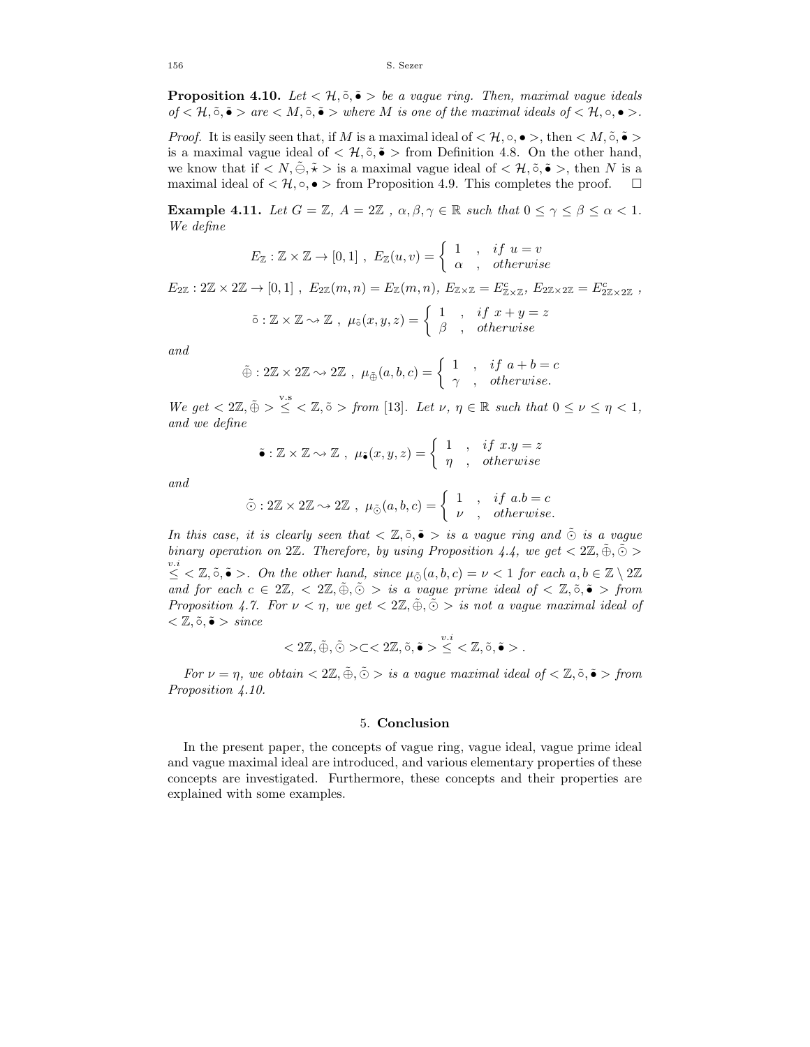**Proposition 4.10.** *Let $<\mathcal{H}, \tilde{\circ}, \tilde{\bullet}>$ be a vague ring. Then, maximal vague ideals of $<\mathcal{H}, \tilde{\circ}, \tilde{\bullet}>$ are $<M, \tilde{\circ}, \tilde{\bullet}>$ where $M$ is one of the maximal ideals of $<\mathcal{H}, \circ, \bullet>$.*

*Proof.* It is easily seen that, if $M$ is a maximal ideal of $<\mathcal{H}, \circ, \bullet>$, then $<M, \tilde{\circ}, \tilde{\bullet}>$ is a maximal vague ideal of $<\mathcal{H}, \tilde{\circ}, \tilde{\bullet}>$ from Definition 4.8. On the other hand, we know that if $<N, \tilde{\ominus}, \tilde{\star}>$ is a maximal vague ideal of $<\mathcal{H}, \tilde{\circ}, \tilde{\bullet}>$, then $N$ is a maximal ideal of $<\mathcal{H}, \circ, \bullet>$ from Proposition 4.9. This completes the proof. $\square$

**Example 4.11.** *Let $G = \mathbb{Z}$, $A = 2\mathbb{Z}$, $\alpha, \beta, \gamma \in \mathbb{R}$ such that $0 \leq \gamma \leq \beta \leq \alpha < 1$. We define*

$$E_{\mathbb{Z}} : \mathbb{Z} \times \mathbb{Z} \to [0,1] \ , \ E_{\mathbb{Z}}(u,v) = \begin{cases} 1 & , \ if \ u = v \\ \alpha & , \ otherwise \end{cases}$$

$E_{2\mathbb{Z}} : 2\mathbb{Z} \times 2\mathbb{Z} \to [0,1]$, $E_{2\mathbb{Z}}(m,n) = E_{\mathbb{Z}}(m,n)$, $E_{\mathbb{Z}\times\mathbb{Z}} = E^c_{\mathbb{Z}\times\mathbb{Z}}$, $E_{2\mathbb{Z}\times 2\mathbb{Z}} = E^c_{2\mathbb{Z}\times 2\mathbb{Z}}$,

$$\tilde{\circ} : \mathbb{Z} \times \mathbb{Z} \rightsquigarrow \mathbb{Z} \ , \ \mu_{\tilde{\circ}}(x,y,z) = \begin{cases} 1 & , \ if \ x + y = z \\ \beta & , \ otherwise \end{cases}$$

*and*

$$\tilde{\oplus} : 2\mathbb{Z} \times 2\mathbb{Z} \rightsquigarrow 2\mathbb{Z} \ , \ \mu_{\tilde{\oplus}}(a,b,c) = \begin{cases} 1 & , \ if \ a + b = c \\ \gamma & , \ otherwise. \end{cases}$$

*We get $<2\mathbb{Z}, \tilde{\oplus}> \overset{\text{v.s}}{\leq} <\mathbb{Z}, \tilde{\circ}>$ from [13]. Let $\nu$, $\eta \in \mathbb{R}$ such that $0 \leq \nu \leq \eta < 1$, and we define*

$$\tilde{\bullet} : \mathbb{Z} \times \mathbb{Z} \rightsquigarrow \mathbb{Z} \ , \ \mu_{\tilde{\bullet}}(x,y,z) = \begin{cases} 1 & , \ if \ x.y = z \\ \eta & , \ otherwise \end{cases}$$

*and*

$$\tilde{\odot} : 2\mathbb{Z} \times 2\mathbb{Z} \rightsquigarrow 2\mathbb{Z} \ , \ \mu_{\tilde{\odot}}(a,b,c) = \begin{cases} 1 & , \ if \ a.b = c \\ \nu & , \ otherwise. \end{cases}$$

*In this case, it is clearly seen that $<\mathbb{Z}, \tilde{\circ}, \tilde{\bullet}>$ is a vague ring and $\tilde{\odot}$ is a vague binary operation on $2\mathbb{Z}$. Therefore, by using Proposition 4.4, we get $<2\mathbb{Z}, \tilde{\oplus}, \tilde{\odot}> \overset{v.i}{\leq} <\mathbb{Z}, \tilde{\circ}, \tilde{\bullet}>$. On the other hand, since $\mu_{\tilde{\odot}}(a,b,c) = \nu < 1$ for each $a, b \in \mathbb{Z} \setminus 2\mathbb{Z}$ and for each $c \in 2\mathbb{Z}$, $<2\mathbb{Z}, \tilde{\oplus}, \tilde{\odot}>$ is a vague prime ideal of $<\mathbb{Z}, \tilde{\circ}, \tilde{\bullet}>$ from Proposition 4.7. For $\nu < \eta$, we get $<2\mathbb{Z}, \tilde{\oplus}, \tilde{\odot}>$ is not a vague maximal ideal of $<\mathbb{Z}, \tilde{\circ}, \tilde{\bullet}>$ since*

$$<2\mathbb{Z}, \tilde{\oplus}, \tilde{\odot}> \subset <2\mathbb{Z}, \tilde{\circ}, \tilde{\bullet}> \overset{v.i}{\leq} <\mathbb{Z}, \tilde{\circ}, \tilde{\bullet}> .$$

*For $\nu = \eta$, we obtain $<2\mathbb{Z}, \tilde{\oplus}, \tilde{\odot}>$ is a vague maximal ideal of $<\mathbb{Z}, \tilde{\circ}, \tilde{\bullet}>$ from Proposition 4.10.*

## 5. Conclusion

In the present paper, the concepts of vague ring, vague ideal, vague prime ideal and vague maximal ideal are introduced, and various elementary properties of these concepts are investigated. Furthermore, these concepts and their properties are explained with some examples.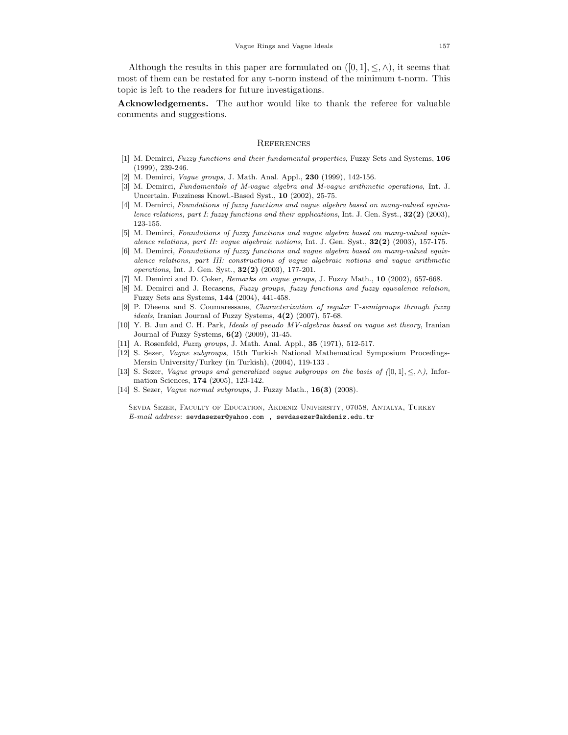Although the results in this paper are formulated on $([0, 1], \leq, \wedge)$, it seems that most of them can be restated for any t-norm instead of the minimum t-norm. This topic is left to the readers for future investigations.

**Acknowledgements.** The author would like to thank the referee for valuable comments and suggestions.

## References

[1] M. Demirci, *Fuzzy functions and their fundamental properties*, Fuzzy Sets and Systems, **106** (1999), 239-246.

[2] M. Demirci, *Vague groups*, J. Math. Anal. Appl., **230** (1999), 142-156.

[3] M. Demirci, *Fundamentals of M-vague algebra and M-vague arithmetic operations*, Int. J. Uncertain. Fuzziness Knowl.-Based Syst., **10** (2002), 25-75.

[4] M. Demirci, *Foundations of fuzzy functions and vague algebra based on many-valued equivalence relations, part I: fuzzy functions and their applications*, Int. J. Gen. Syst., **32(2)** (2003), 123-155.

[5] M. Demirci, *Foundations of fuzzy functions and vague algebra based on many-valued equivalence relations, part II: vague algebraic notions*, Int. J. Gen. Syst., **32(2)** (2003), 157-175.

[6] M. Demirci, *Foundations of fuzzy functions and vague algebra based on many-valued equivalence relations, part III: constructions of vague algebraic notions and vague arithmetic operations*, Int. J. Gen. Syst., **32(2)** (2003), 177-201.

[7] M. Demirci and D. Coker, *Remarks on vague groups*, J. Fuzzy Math., **10** (2002), 657-668.

[8] M. Demirci and J. Recasens, *Fuzzy groups, fuzzy functions and fuzzy equvalence relation*, Fuzzy Sets ans Systems, **144** (2004), 441-458.

[9] P. Dheena and S. Coumaressane, *Characterization of regular Γ-semigroups through fuzzy ideals*, Iranian Journal of Fuzzy Systems, **4(2)** (2007), 57-68.

[10] Y. B. Jun and C. H. Park, *Ideals of pseudo MV-algebras based on vague set theory*, Iranian Journal of Fuzzy Systems, **6(2)** (2009), 31-45.

[11] A. Rosenfeld, *Fuzzy groups*, J. Math. Anal. Appl., **35** (1971), 512-517.

[12] S. Sezer, *Vague subgroups*, 15th Turkish National Mathematical Symposium Procedings-Mersin University/Turkey (in Turkish), (2004), 119-133 .

[13] S. Sezer, *Vague groups and generalized vague subgroups on the basis of $([0, 1], \leq, \wedge)$*, Information Sciences, **174** (2005), 123-142.

[14] S. Sezer, *Vague normal subgroups*, J. Fuzzy Math., **16(3)** (2008).

Sevda Sezer, Faculty of Education, Akdeniz University, 07058, Antalya, Turkey
*E-mail address*: sevdasezer@yahoo.com , sevdasezer@akdeniz.edu.tr